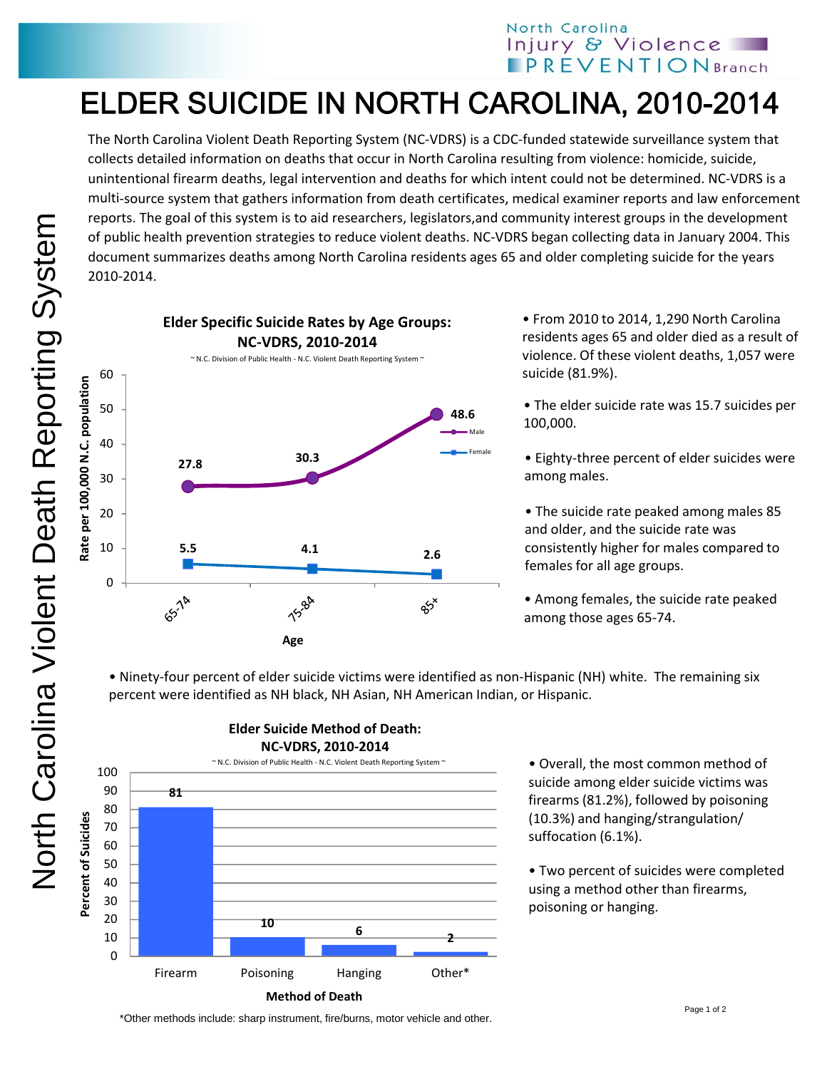North Carolina Injury & Violence PREVENTION Branch

# ELDER SUICIDE IN NORTH CAROLINA, 2010-2014

North Carolina Violent Death Reporting System

The North Carolina Violent Death Reporting System (NC-VDRS) is a CDC-funded statewide surveillance system that collects detailed information on deaths that occur in North Carolina resulting from violence: homicide, suicide, unintentional firearm deaths, legal intervention and deaths for which intent could not be determined. NC-VDRS is a multi-source system that gathers information from death certificates, medical examiner reports and law enforcement reports. The goal of this system is to aid researchers, legislators,and community interest groups in the development of public health prevention strategies to reduce violent deaths. NC-VDRS began collecting data in January 2004. This document summarizes deaths among North Carolina residents ages 65 and older completing suicide for the years 2010-2014.

**Elder Specific Suicide Rates by Age Groups: NC-VDRS, 2010-2014**

~ N.C. Division of Public Health - N.C. Violent Death Reporting System ~

Rate per 100,000 N.C. population

| Age | Male | Female |
|---|---|---|
| 65-74 | 27.8 | 5.5 |
| 75-84 | 30.3 | 4.1 |
| 85+ | 48.6 | 2.6 |

- From 2010 to 2014, 1,290 North Carolina residents ages 65 and older died as a result of violence. Of these violent deaths, 1,057 were suicide (81.9%).
- The elder suicide rate was 15.7 suicides per 100,000.
- Eighty-three percent of elder suicides were among males.
- The suicide rate peaked among males 85 and older, and the suicide rate was consistently higher for males compared to females for all age groups.
- Among females, the suicide rate peaked among those ages 65-74.

- Ninety-four percent of elder suicide victims were identified as non-Hispanic (NH) white. The remaining six percent were identified as NH black, NH Asian, NH American Indian, or Hispanic.

**Elder Suicide Method of Death: NC-VDRS, 2010-2014**

~ N.C. Division of Public Health - N.C. Violent Death Reporting System ~

| Method of Death | Percent of Suicides |
|---|---|
| Firearm | 81 |
| Poisoning | 10 |
| Hanging | 6 |
| Other* | 2 |

*Other methods include: sharp instrument, fire/burns, motor vehicle and other.

- Overall, the most common method of suicide among elder suicide victims was firearms (81.2%), followed by poisoning (10.3%) and hanging/strangulation/ suffocation (6.1%).
- Two percent of suicides were completed using a method other than firearms, poisoning or hanging.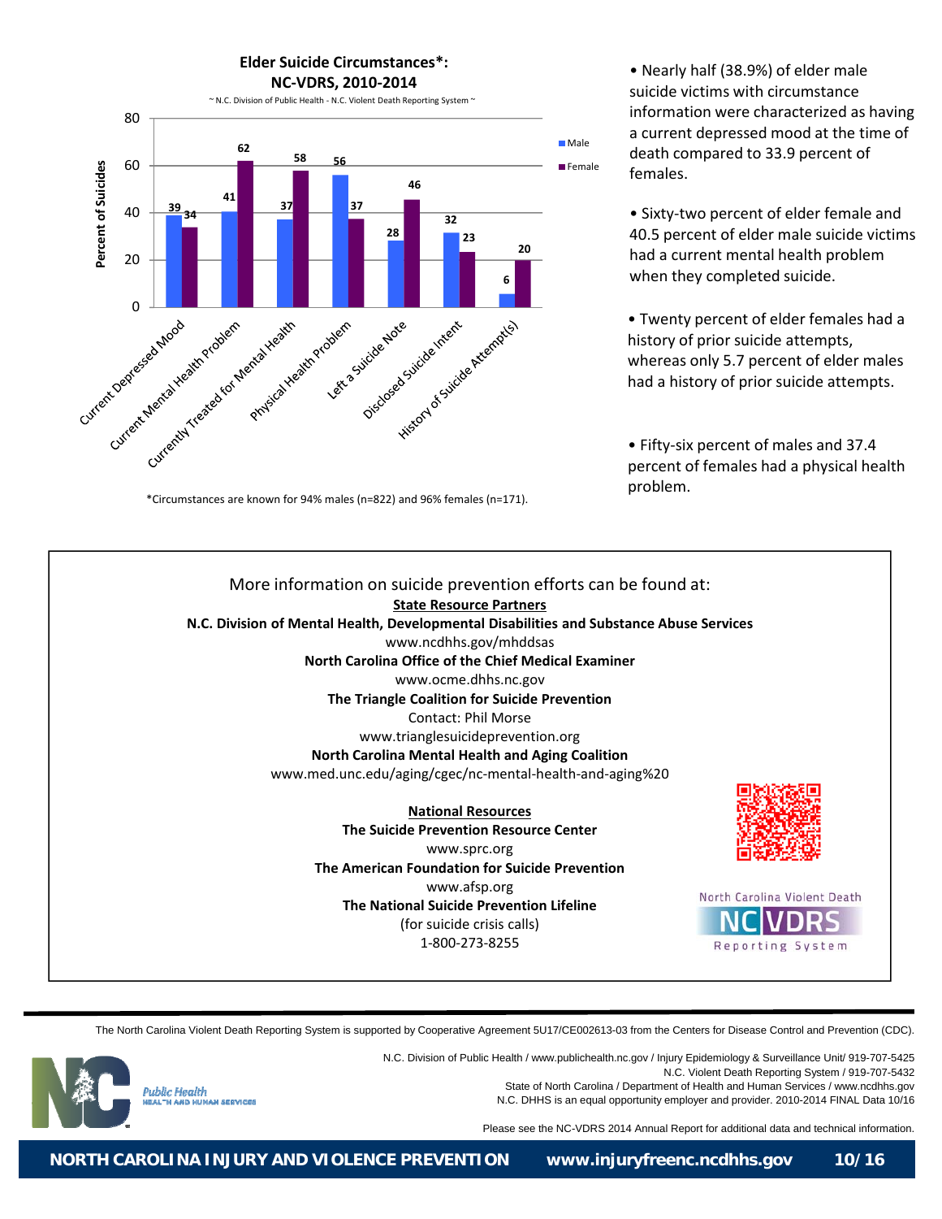**Elder Suicide Circumstances*: NC-VDRS, 2010-2014**

~ N.C. Division of Public Health - N.C. Violent Death Reporting System ~

Percent of Suicides

80
60
40
20
0

Male
Female

39 34
41 62
37 58
56 37
28 46
32 23
6 20

Current Depressed Mood
Current Mental Health Problem
Currently Treated for Mental Health
Physical Health Problem
Left a Suicide Note
Disclosed Suicide Intent
History of Suicide Attempt(s)

*Circumstances are known for 94% males (n=822) and 96% females (n=171).

- Nearly half (38.9%) of elder male suicide victims with circumstance information were characterized as having a current depressed mood at the time of death compared to 33.9 percent of females.

- Sixty-two percent of elder female and 40.5 percent of elder male suicide victims had a current mental health problem when they completed suicide.

- Twenty percent of elder females had a history of prior suicide attempts, whereas only 5.7 percent of elder males had a history of prior suicide attempts.

- Fifty-six percent of males and 37.4 percent of females had a physical health problem.

More information on suicide prevention efforts can be found at:

**State Resource Partners**

**N.C. Division of Mental Health, Developmental Disabilities and Substance Abuse Services**
www.ncdhhs.gov/mhddsas

**North Carolina Office of the Chief Medical Examiner**
www.ocme.dhhs.nc.gov

**The Triangle Coalition for Suicide Prevention**
Contact: Phil Morse
www.trianglesuicideprevention.org

**North Carolina Mental Health and Aging Coalition**
www.med.unc.edu/aging/cgec/nc-mental-health-and-aging%20

**National Resources**

**The Suicide Prevention Resource Center**
www.sprc.org

**The American Foundation for Suicide Prevention**
www.afsp.org

**The National Suicide Prevention Lifeline**
(for suicide crisis calls)
1-800-273-8255

North Carolina Violent Death NC VDRS Reporting System

The North Carolina Violent Death Reporting System is supported by Cooperative Agreement 5U17/CE002613-03 from the Centers for Disease Control and Prevention (CDC).

N.C. Division of Public Health / www.publichealth.nc.gov / Injury Epidemiology & Surveillance Unit/ 919-707-5425
N.C. Violent Death Reporting System / 919-707-5432
State of North Carolina / Department of Health and Human Services / www.ncdhhs.gov
N.C. DHHS is an equal opportunity employer and provider. 2010-2014 FINAL Data 10/16

Please see the NC-VDRS 2014 Annual Report for additional data and technical information.

**NORTH CAROLINA INJURY AND VIOLENCE PREVENTION** **www.injuryfreenc.ncdhhs.gov** **10/16**